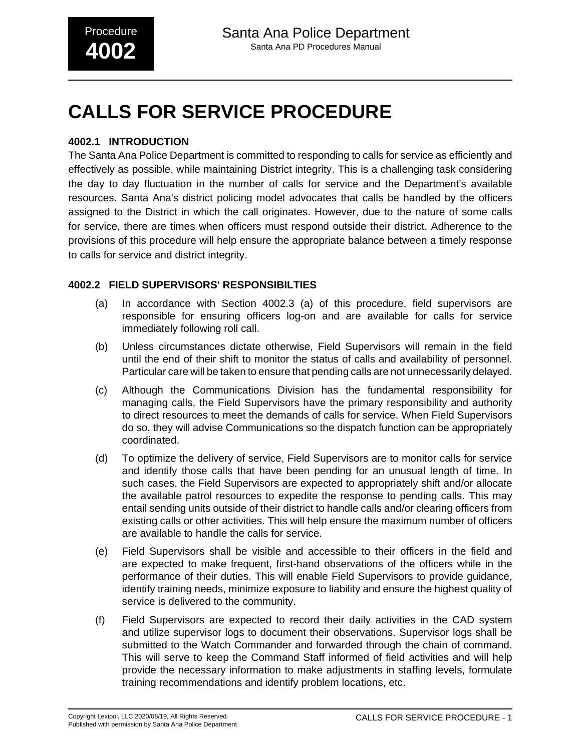# CALLS FOR SERVICE PROCEDURE

## 4002.1 INTRODUCTION

The Santa Ana Police Department is committed to responding to calls for service as efficiently and effectively as possible, while maintaining District integrity. This is a challenging task considering the day to day fluctuation in the number of calls for service and the Department's available resources. Santa Ana's district policing model advocates that calls be handled by the officers assigned to the District in which the call originates. However, due to the nature of some calls for service, there are times when officers must respond outside their district. Adherence to the provisions of this procedure will help ensure the appropriate balance between a timely response to calls for service and district integrity.

## 4002.2 FIELD SUPERVISORS' RESPONSIBILTIES

(a) In accordance with Section 4002.3 (a) of this procedure, field supervisors are responsible for ensuring officers log-on and are available for calls for service immediately following roll call.

(b) Unless circumstances dictate otherwise, Field Supervisors will remain in the field until the end of their shift to monitor the status of calls and availability of personnel. Particular care will be taken to ensure that pending calls are not unnecessarily delayed.

(c) Although the Communications Division has the fundamental responsibility for managing calls, the Field Supervisors have the primary responsibility and authority to direct resources to meet the demands of calls for service. When Field Supervisors do so, they will advise Communications so the dispatch function can be appropriately coordinated.

(d) To optimize the delivery of service, Field Supervisors are to monitor calls for service and identify those calls that have been pending for an unusual length of time. In such cases, the Field Supervisors are expected to appropriately shift and/or allocate the available patrol resources to expedite the response to pending calls. This may entail sending units outside of their district to handle calls and/or clearing officers from existing calls or other activities. This will help ensure the maximum number of officers are available to handle the calls for service.

(e) Field Supervisors shall be visible and accessible to their officers in the field and are expected to make frequent, first-hand observations of the officers while in the performance of their duties. This will enable Field Supervisors to provide guidance, identify training needs, minimize exposure to liability and ensure the highest quality of service is delivered to the community.

(f) Field Supervisors are expected to record their daily activities in the CAD system and utilize supervisor logs to document their observations. Supervisor logs shall be submitted to the Watch Commander and forwarded through the chain of command. This will serve to keep the Command Staff informed of field activities and will help provide the necessary information to make adjustments in staffing levels, formulate training recommendations and identify problem locations, etc.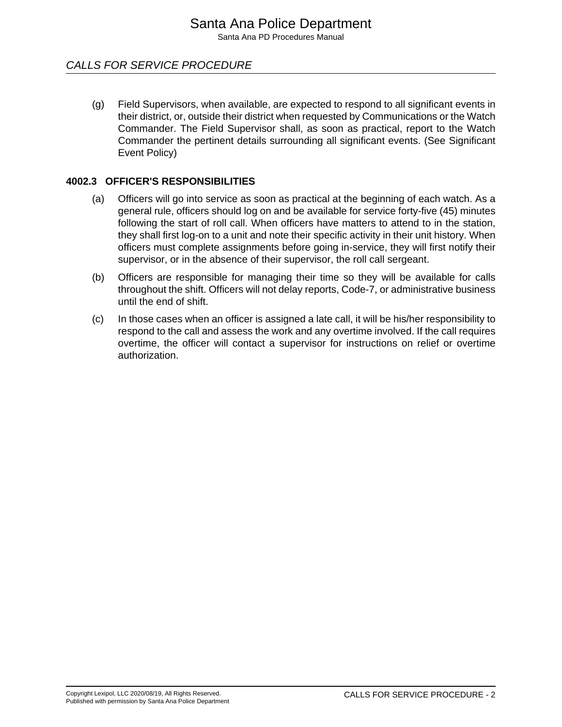(g) Field Supervisors, when available, are expected to respond to all significant events in their district, or, outside their district when requested by Communications or the Watch Commander. The Field Supervisor shall, as soon as practical, report to the Watch Commander the pertinent details surrounding all significant events. (See Significant Event Policy)

### 4002.3 OFFICER'S RESPONSIBILITIES

(a) Officers will go into service as soon as practical at the beginning of each watch. As a general rule, officers should log on and be available for service forty-five (45) minutes following the start of roll call. When officers have matters to attend to in the station, they shall first log-on to a unit and note their specific activity in their unit history. When officers must complete assignments before going in-service, they will first notify their supervisor, or in the absence of their supervisor, the roll call sergeant.

(b) Officers are responsible for managing their time so they will be available for calls throughout the shift. Officers will not delay reports, Code-7, or administrative business until the end of shift.

(c) In those cases when an officer is assigned a late call, it will be his/her responsibility to respond to the call and assess the work and any overtime involved. If the call requires overtime, the officer will contact a supervisor for instructions on relief or overtime authorization.